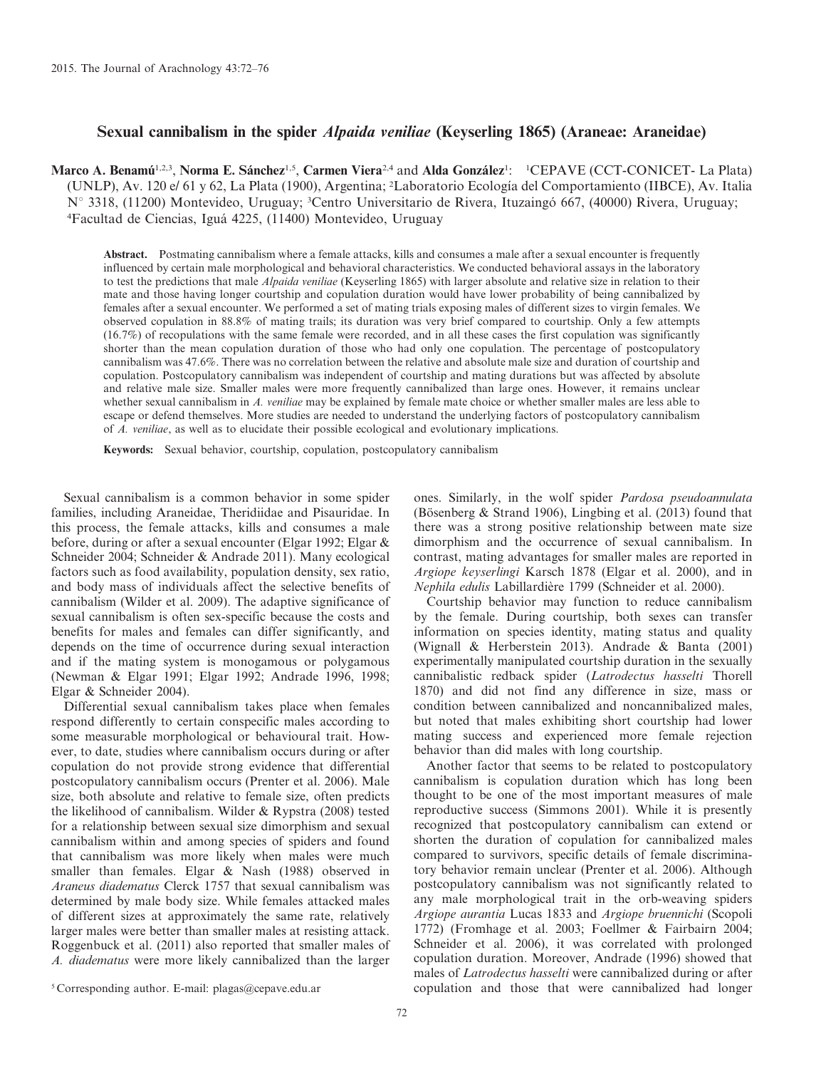# Sexual cannibalism in the spider *Alpaida veniliae* (Keyserling 1865) (Araneae: Araneidae)

**Marco A. Benamú**[1,2,3], **Norma E. Sánchez**[1,5], **Carmen Viera**[2,4] and **Alda González**[1]: [1]CEPAVE (CCT-CONICET- La Plata) (UNLP), Av. 120 e/ 61 y 62, La Plata (1900), Argentina; [2]Laboratorio Ecología del Comportamiento (IIBCE), Av. Italia N° 3318, (11200) Montevideo, Uruguay; [3]Centro Universitario de Rivera, Ituzaingó 667, (40000) Rivera, Uruguay; [4]Facultad de Ciencias, Iguá 4225, (11400) Montevideo, Uruguay

**Abstract.** Postmating cannibalism where a female attacks, kills and consumes a male after a sexual encounter is frequently influenced by certain male morphological and behavioral characteristics. We conducted behavioral assays in the laboratory to test the predictions that male *Alpaida veniliae* (Keyserling 1865) with larger absolute and relative size in relation to their mate and those having longer courtship and copulation duration would have lower probability of being cannibalized by females after a sexual encounter. We performed a set of mating trials exposing males of different sizes to virgin females. We observed copulation in 88.8% of mating trails; its duration was very brief compared to courtship. Only a few attempts (16.7%) of recopulations with the same female were recorded, and in all these cases the first copulation was significantly shorter than the mean copulation duration of those who had only one copulation. The percentage of postcopulatory cannibalism was 47.6%. There was no correlation between the relative and absolute male size and duration of courtship and copulation. Postcopulatory cannibalism was independent of courtship and mating durations but was affected by absolute and relative male size. Smaller males were more frequently cannibalized than large ones. However, it remains unclear whether sexual cannibalism in *A. veniliae* may be explained by female mate choice or whether smaller males are less able to escape or defend themselves. More studies are needed to understand the underlying factors of postcopulatory cannibalism of *A. veniliae*, as well as to elucidate their possible ecological and evolutionary implications.

**Keywords:** Sexual behavior, courtship, copulation, postcopulatory cannibalism

Sexual cannibalism is a common behavior in some spider families, including Araneidae, Theridiidae and Pisauridae. In this process, the female attacks, kills and consumes a male before, during or after a sexual encounter (Elgar 1992; Elgar & Schneider 2004; Schneider & Andrade 2011). Many ecological factors such as food availability, population density, sex ratio, and body mass of individuals affect the selective benefits of cannibalism (Wilder et al. 2009). The adaptive significance of sexual cannibalism is often sex-specific because the costs and benefits for males and females can differ significantly, and depends on the time of occurrence during sexual interaction and if the mating system is monogamous or polygamous (Newman & Elgar 1991; Elgar 1992; Andrade 1996, 1998; Elgar & Schneider 2004).

Differential sexual cannibalism takes place when females respond differently to certain conspecific males according to some measurable morphological or behavioural trait. However, to date, studies where cannibalism occurs during or after copulation do not provide strong evidence that differential postcopulatory cannibalism occurs (Prenter et al. 2006). Male size, both absolute and relative to female size, often predicts the likelihood of cannibalism. Wilder & Rypstra (2008) tested for a relationship between sexual size dimorphism and sexual cannibalism within and among species of spiders and found that cannibalism was more likely when males were much smaller than females. Elgar & Nash (1988) observed in *Araneus diadematus* Clerck 1757 that sexual cannibalism was determined by male body size. While females attacked males of different sizes at approximately the same rate, relatively larger males were better than smaller males at resisting attack. Roggenbuck et al. (2011) also reported that smaller males of *A. diadematus* were more likely cannibalized than the larger ones. Similarly, in the wolf spider *Pardosa pseudoannulata* (Bösenberg & Strand 1906), Lingbing et al. (2013) found that there was a strong positive relationship between mate size dimorphism and the occurrence of sexual cannibalism. In contrast, mating advantages for smaller males are reported in *Argiope keyserlingi* Karsch 1878 (Elgar et al. 2000), and in *Nephila edulis* Labillardière 1799 (Schneider et al. 2000).

Courtship behavior may function to reduce cannibalism by the female. During courtship, both sexes can transfer information on species identity, mating status and quality (Wignall & Herberstein 2013). Andrade & Banta (2001) experimentally manipulated courtship duration in the sexually cannibalistic redback spider (*Latrodectus hasselti* Thorell 1870) and did not find any difference in size, mass or condition between cannibalized and noncannibalized males, but noted that males exhibiting short courtship had lower mating success and experienced more female rejection behavior than did males with long courtship.

Another factor that seems to be related to postcopulatory cannibalism is copulation duration which has long been thought to be one of the most important measures of male reproductive success (Simmons 2001). While it is presently recognized that postcopulatory cannibalism can extend or shorten the duration of copulation for cannibalized males compared to survivors, specific details of female discriminatory behavior remain unclear (Prenter et al. 2006). Although postcopulatory cannibalism was not significantly related to any male morphological trait in the orb-weaving spiders *Argiope aurantia* Lucas 1833 and *Argiope bruennichi* (Scopoli 1772) (Fromhage et al. 2003; Foellmer & Fairbairn 2004; Schneider et al. 2006), it was correlated with prolonged copulation duration. Moreover, Andrade (1996) showed that males of *Latrodectus hasselti* were cannibalized during or after copulation and those that were cannibalized had longer

[5]Corresponding author. E-mail: plagas@cepave.edu.ar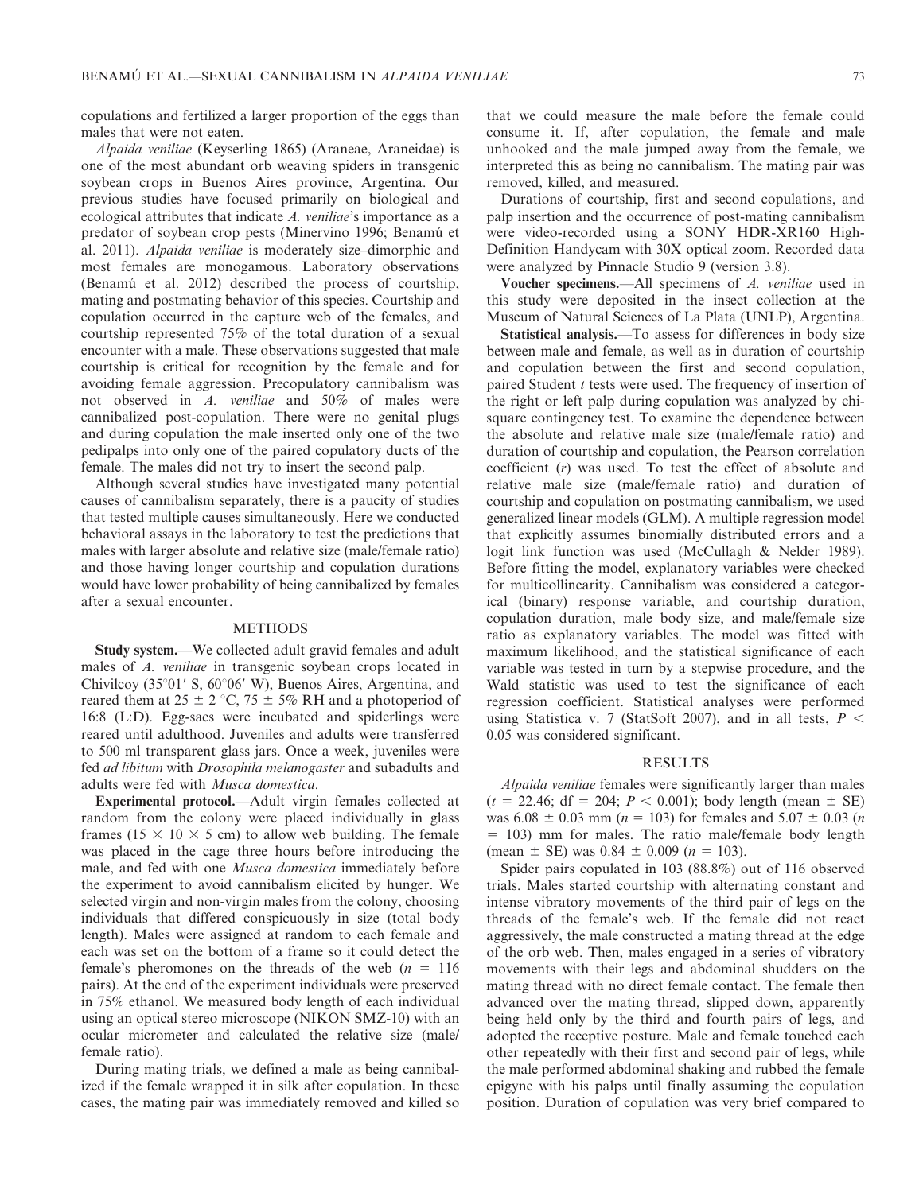copulations and fertilized a larger proportion of the eggs than males that were not eaten.

*Alpaida veniliae* (Keyserling 1865) (Araneae, Araneidae) is one of the most abundant orb weaving spiders in transgenic soybean crops in Buenos Aires province, Argentina. Our previous studies have focused primarily on biological and ecological attributes that indicate *A. veniliae*'s importance as a predator of soybean crop pests (Minervino 1996; Benamú et al. 2011). *Alpaida veniliae* is moderately size–dimorphic and most females are monogamous. Laboratory observations (Benamú et al. 2012) described the process of courtship, mating and postmating behavior of this species. Courtship and copulation occurred in the capture web of the females, and courtship represented 75% of the total duration of a sexual encounter with a male. These observations suggested that male courtship is critical for recognition by the female and for avoiding female aggression. Precopulatory cannibalism was not observed in *A. veniliae* and 50% of males were cannibalized post-copulation. There were no genital plugs and during copulation the male inserted only one of the two pedipalps into only one of the paired copulatory ducts of the female. The males did not try to insert the second palp.

Although several studies have investigated many potential causes of cannibalism separately, there is a paucity of studies that tested multiple causes simultaneously. Here we conducted behavioral assays in the laboratory to test the predictions that males with larger absolute and relative size (male/female ratio) and those having longer courtship and copulation durations would have lower probability of being cannibalized by females after a sexual encounter.

## METHODS

**Study system.**—We collected adult gravid females and adult males of *A. veniliae* in transgenic soybean crops located in Chivilcoy (35°01′ S, 60°06′ W), Buenos Aires, Argentina, and reared them at 25 ± 2 °C, 75 ± 5% RH and a photoperiod of 16:8 (L:D). Egg-sacs were incubated and spiderlings were reared until adulthood. Juveniles and adults were transferred to 500 ml transparent glass jars. Once a week, juveniles were fed *ad libitum* with *Drosophila melanogaster* and subadults and adults were fed with *Musca domestica*.

**Experimental protocol.**—Adult virgin females collected at random from the colony were placed individually in glass frames (15 × 10 × 5 cm) to allow web building. The female was placed in the cage three hours before introducing the male, and fed with one *Musca domestica* immediately before the experiment to avoid cannibalism elicited by hunger. We selected virgin and non-virgin males from the colony, choosing individuals that differed conspicuously in size (total body length). Males were assigned at random to each female and each was set on the bottom of a frame so it could detect the female's pheromones on the threads of the web ($n$ = 116 pairs). At the end of the experiment individuals were preserved in 75% ethanol. We measured body length of each individual using an optical stereo microscope (NIKON SMZ-10) with an ocular micrometer and calculated the relative size (male/female ratio).

During mating trials, we defined a male as being cannibalized if the female wrapped it in silk after copulation. In these cases, the mating pair was immediately removed and killed so that we could measure the male before the female could consume it. If, after copulation, the female and male unhooked and the male jumped away from the female, we interpreted this as being no cannibalism. The mating pair was removed, killed, and measured.

Durations of courtship, first and second copulations, and palp insertion and the occurrence of post-mating cannibalism were video-recorded using a SONY HDR-XR160 High-Definition Handycam with 30X optical zoom. Recorded data were analyzed by Pinnacle Studio 9 (version 3.8).

**Voucher specimens.**—All specimens of *A. veniliae* used in this study were deposited in the insect collection at the Museum of Natural Sciences of La Plata (UNLP), Argentina.

**Statistical analysis.**—To assess for differences in body size between male and female, as well as in duration of courtship and copulation between the first and second copulation, paired Student $t$ tests were used. The frequency of insertion of the right or left palp during copulation was analyzed by chi-square contingency test. To examine the dependence between the absolute and relative male size (male/female ratio) and duration of courtship and copulation, the Pearson correlation coefficient ($r$) was used. To test the effect of absolute and relative male size (male/female ratio) and duration of courtship and copulation on postmating cannibalism, we used generalized linear models (GLM). A multiple regression model that explicitly assumes binomially distributed errors and a logit link function was used (McCullagh & Nelder 1989). Before fitting the model, explanatory variables were checked for multicollinearity. Cannibalism was considered a categorical (binary) response variable, and courtship duration, copulation duration, male body size, and male/female size ratio as explanatory variables. The model was fitted with maximum likelihood, and the statistical significance of each variable was tested in turn by a stepwise procedure, and the Wald statistic was used to test the significance of each regression coefficient. Statistical analyses were performed using Statistica v. 7 (StatSoft 2007), and in all tests, $P < 0.05$ was considered significant.

## RESULTS

*Alpaida veniliae* females were significantly larger than males ($t = 22.46$; df = 204; $P < 0.001$); body length (mean ± SE) was 6.08 ± 0.03 mm ($n$ = 103) for females and 5.07 ± 0.03 ($n$ = 103) mm for males. The ratio male/female body length (mean ± SE) was 0.84 ± 0.009 ($n$ = 103).

Spider pairs copulated in 103 (88.8%) out of 116 observed trials. Males started courtship with alternating constant and intense vibratory movements of the third pair of legs on the threads of the female's web. If the female did not react aggressively, the male constructed a mating thread at the edge of the orb web. Then, males engaged in a series of vibratory movements with their legs and abdominal shudders on the mating thread with no direct female contact. The female then advanced over the mating thread, slipped down, apparently being held only by the third and fourth pairs of legs, and adopted the receptive posture. Male and female touched each other repeatedly with their first and second pair of legs, while the male performed abdominal shaking and rubbed the female epigyne with his palps until finally assuming the copulation position. Duration of copulation was very brief compared to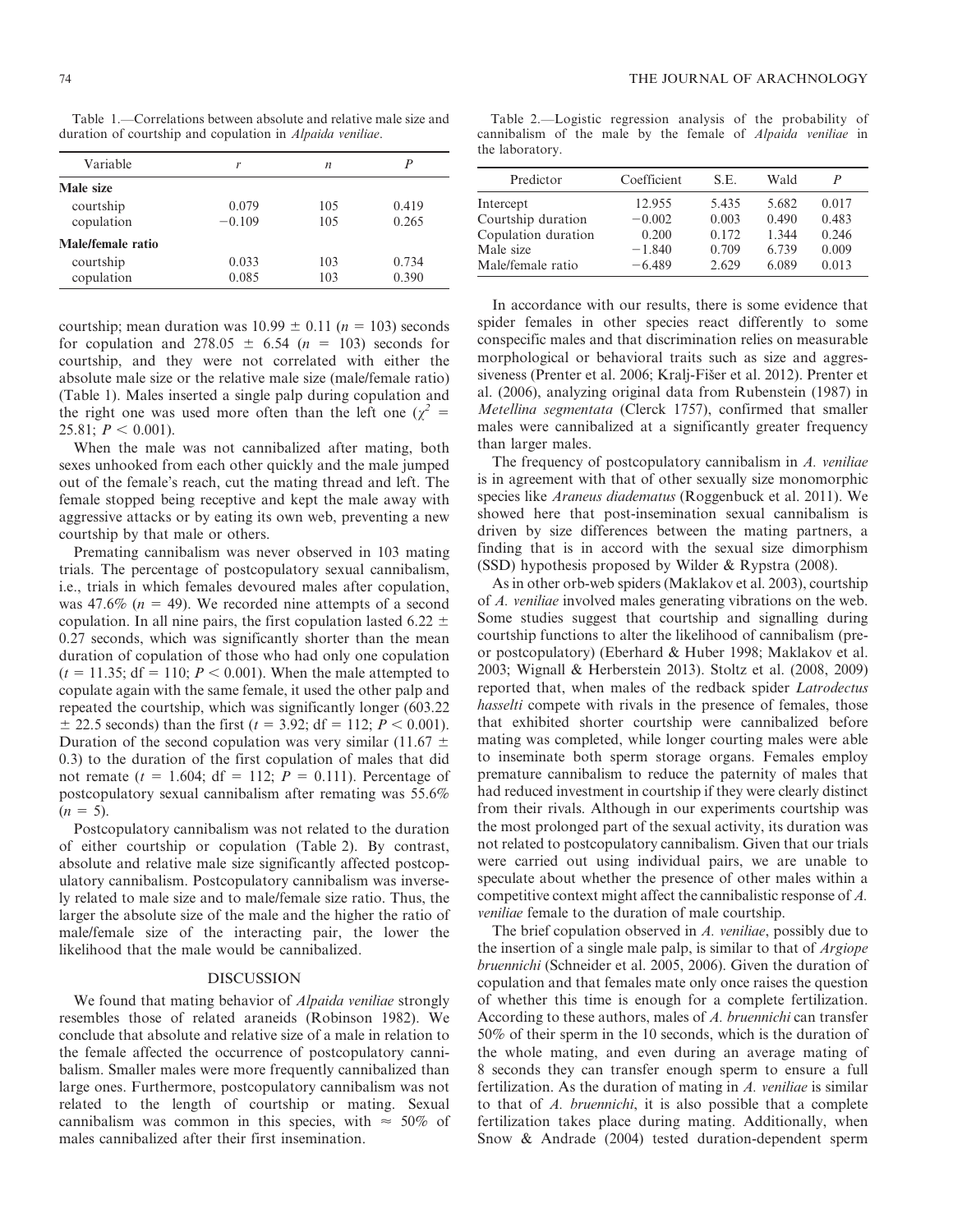Table 1.—Correlations between absolute and relative male size and duration of courtship and copulation in *Alpaida veniliae*.

| Variable | $r$ | $n$ | $P$ |
|---|---|---|---|
| **Male size** | | | |
| courtship | 0.079 | 105 | 0.419 |
| copulation | −0.109 | 105 | 0.265 |
| **Male/female ratio** | | | |
| courtship | 0.033 | 103 | 0.734 |
| copulation | 0.085 | 103 | 0.390 |

courtship; mean duration was 10.99 ± 0.11 ($n$ = 103) seconds for copulation and 278.05 ± 6.54 ($n$ = 103) seconds for courtship, and they were not correlated with either the absolute male size or the relative male size (male/female ratio) (Table 1). Males inserted a single palp during copulation and the right one was used more often than the left one ($\chi^2$ = 25.81; $P < 0.001$).

When the male was not cannibalized after mating, both sexes unhooked from each other quickly and the male jumped out of the female's reach, cut the mating thread and left. The female stopped being receptive and kept the male away with aggressive attacks or by eating its own web, preventing a new courtship by that male or others.

Premating cannibalism was never observed in 103 mating trials. The percentage of postcopulatory sexual cannibalism, i.e., trials in which females devoured males after copulation, was 47.6% ($n$ = 49). We recorded nine attempts of a second copulation. In all nine pairs, the first copulation lasted 6.22 ± 0.27 seconds, which was significantly shorter than the mean duration of copulation of those who had only one copulation ($t$ = 11.35; df = 110; $P < 0.001$). When the male attempted to copulate again with the same female, it used the other palp and repeated the courtship, which was significantly longer (603.22 ± 22.5 seconds) than the first ($t$ = 3.92; df = 112; $P < 0.001$). Duration of the second copulation was very similar (11.67 ± 0.3) to the duration of the first copulation of males that did not remate ($t$ = 1.604; df = 112; $P$ = 0.111). Percentage of postcopulatory sexual cannibalism after remating was 55.6% ($n$ = 5).

Postcopulatory cannibalism was not related to the duration of either courtship or copulation (Table 2). By contrast, absolute and relative male size significantly affected postcopulatory cannibalism. Postcopulatory cannibalism was inversely related to male size and to male/female size ratio. Thus, the larger the absolute size of the male and the higher the ratio of male/female size of the interacting pair, the lower the likelihood that the male would be cannibalized.

## DISCUSSION

We found that mating behavior of *Alpaida veniliae* strongly resembles those of related araneids (Robinson 1982). We conclude that absolute and relative size of a male in relation to the female affected the occurrence of postcopulatory cannibalism. Smaller males were more frequently cannibalized than large ones. Furthermore, postcopulatory cannibalism was not related to the length of courtship or mating. Sexual cannibalism was common in this species, with ≈ 50% of males cannibalized after their first insemination.

Table 2.—Logistic regression analysis of the probability of cannibalism of the male by the female of *Alpaida veniliae* in the laboratory.

| Predictor | Coefficient | S.E. | Wald | $P$ |
|---|---|---|---|---|
| Intercept | 12.955 | 5.435 | 5.682 | 0.017 |
| Courtship duration | −0.002 | 0.003 | 0.490 | 0.483 |
| Copulation duration | 0.200 | 0.172 | 1.344 | 0.246 |
| Male size | −1.840 | 0.709 | 6.739 | 0.009 |
| Male/female ratio | −6.489 | 2.629 | 6.089 | 0.013 |

In accordance with our results, there is some evidence that spider females in other species react differently to some conspecific males and that discrimination relies on measurable morphological or behavioral traits such as size and aggressiveness (Prenter et al. 2006; Kralj-Fišer et al. 2012). Prenter et al. (2006), analyzing original data from Rubenstein (1987) in *Metellina segmentata* (Clerck 1757), confirmed that smaller males were cannibalized at a significantly greater frequency than larger males.

The frequency of postcopulatory cannibalism in *A. veniliae* is in agreement with that of other sexually size monomorphic species like *Araneus diadematus* (Roggenbuck et al. 2011). We showed here that post-insemination sexual cannibalism is driven by size differences between the mating partners, a finding that is in accord with the sexual size dimorphism (SSD) hypothesis proposed by Wilder & Rypstra (2008).

As in other orb-web spiders (Maklakov et al. 2003), courtship of *A. veniliae* involved males generating vibrations on the web. Some studies suggest that courtship and signalling during courtship functions to alter the likelihood of cannibalism (pre- or postcopulatory) (Eberhard & Huber 1998; Maklakov et al. 2003; Wignall & Herberstein 2013). Stoltz et al. (2008, 2009) reported that, when males of the redback spider *Latrodectus hasselti* compete with rivals in the presence of females, those that exhibited shorter courtship were cannibalized before mating was completed, while longer courting males were able to inseminate both sperm storage organs. Females employ premature cannibalism to reduce the paternity of males that had reduced investment in courtship if they were clearly distinct from their rivals. Although in our experiments courtship was the most prolonged part of the sexual activity, its duration was not related to postcopulatory cannibalism. Given that our trials were carried out using individual pairs, we are unable to speculate about whether the presence of other males within a competitive context might affect the cannibalistic response of *A. veniliae* female to the duration of male courtship.

The brief copulation observed in *A. veniliae*, possibly due to the insertion of a single male palp, is similar to that of *Argiope bruennichi* (Schneider et al. 2005, 2006). Given the duration of copulation and that females mate only once raises the question of whether this time is enough for a complete fertilization. According to these authors, males of *A. bruennichi* can transfer 50% of their sperm in the 10 seconds, which is the duration of the whole mating, and even during an average mating of 8 seconds they can transfer enough sperm to ensure a full fertilization. As the duration of mating in *A. veniliae* is similar to that of *A. bruennichi*, it is also possible that a complete fertilization takes place during mating. Additionally, when Snow & Andrade (2004) tested duration-dependent sperm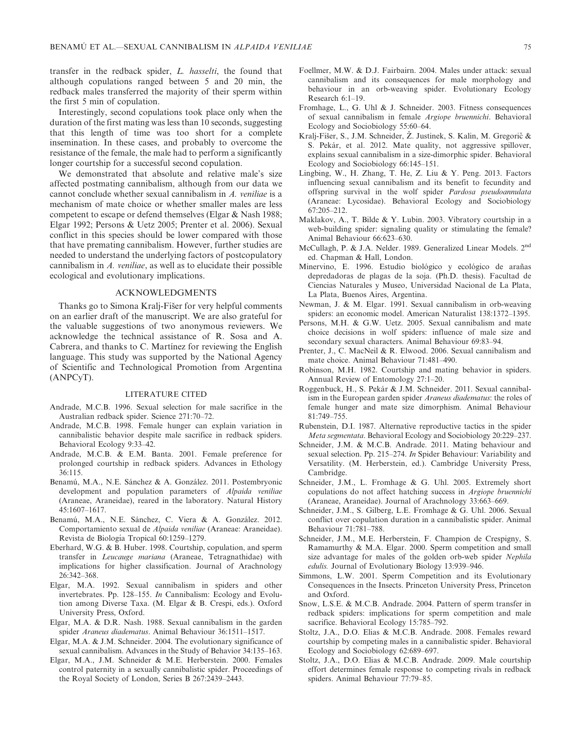transfer in the redback spider, *L. hasselti*, the found that although copulations ranged between 5 and 20 min, the redback males transferred the majority of their sperm within the first 5 min of copulation.

Interestingly, second copulations took place only when the duration of the first mating was less than 10 seconds, suggesting that this length of time was too short for a complete insemination. In these cases, and probably to overcome the resistance of the female, the male had to perform a significantly longer courtship for a successful second copulation.

We demonstrated that absolute and relative male's size affected postmating cannibalism, although from our data we cannot conclude whether sexual cannibalism in *A. veniliae* is a mechanism of mate choice or whether smaller males are less competent to escape or defend themselves (Elgar & Nash 1988; Elgar 1992; Persons & Uetz 2005; Prenter et al. 2006). Sexual conflict in this species should be lower compared with those that have premating cannibalism. However, further studies are needed to understand the underlying factors of postcopulatory cannibalism in *A. veniliae*, as well as to elucidate their possible ecological and evolutionary implications.

## ACKNOWLEDGMENTS

Thanks go to Simona Kralj-Fišer for very helpful comments on an earlier draft of the manuscript. We are also grateful for the valuable suggestions of two anonymous reviewers. We acknowledge the technical assistance of R. Sosa and A. Cabrera, and thanks to C. Martínez for reviewing the English language. This study was supported by the National Agency of Scientific and Technological Promotion from Argentina (ANPCyT).

## LITERATURE CITED

Andrade, M.C.B. 1996. Sexual selection for male sacrifice in the Australian redback spider. Science 271:70–72.

Andrade, M.C.B. 1998. Female hunger can explain variation in cannibalistic behavior despite male sacrifice in redback spiders. Behavioral Ecology 9:33–42.

Andrade, M.C.B. & E.M. Banta. 2001. Female preference for prolonged courtship in redback spiders. Advances in Ethology 36:115.

Benamú, M.A., N.E. Sánchez & A. González. 2011. Postembryonic development and population parameters of *Alpaida veniliae* (Araneae, Araneidae), reared in the laboratory. Natural History 45:1607–1617.

Benamú, M.A., N.E. Sánchez, C. Viera & A. González. 2012. Comportamiento sexual de *Alpaida veniliae* (Araneae: Araneidae). Revista de Biología Tropical 60:1259–1279.

Eberhard, W.G. & B. Huber. 1998. Courtship, copulation, and sperm transfer in *Leucauge mariana* (Araneae, Tetragnathidae) with implications for higher classification. Journal of Arachnology 26:342–368.

Elgar, M.A. 1992. Sexual cannibalism in spiders and other invertebrates. Pp. 128–155. *In* Cannibalism: Ecology and Evolution among Diverse Taxa. (M. Elgar & B. Crespi, eds.). Oxford University Press, Oxford.

Elgar, M.A. & D.R. Nash. 1988. Sexual cannibalism in the garden spider *Araneus diadematus*. Animal Behaviour 36:1511–1517.

Elgar, M.A. & J.M. Schneider. 2004. The evolutionary significance of sexual cannibalism. Advances in the Study of Behavior 34:135–163.

Elgar, M.A., J.M. Schneider & M.E. Herberstein. 2000. Females control paternity in a sexually cannibalistic spider. Proceedings of the Royal Society of London, Series B 267:2439–2443.

Foellmer, M.W. & D.J. Fairbairn. 2004. Males under attack: sexual cannibalism and its consequences for male morphology and behaviour in an orb-weaving spider. Evolutionary Ecology Research 6:1–19.

Fromhage, L., G. Uhl & J. Schneider. 2003. Fitness consequences of sexual cannibalism in female *Argiope bruennichi*. Behavioral Ecology and Sociobiology 55:60–64.

Kralj-Fišer, S., J.M. Schneider, Ž. Justinek, S. Kalin, M. Gregorič & S. Pekár, et al. 2012. Mate quality, not aggressive spillover, explains sexual cannibalism in a size-dimorphic spider. Behavioral Ecology and Sociobiology 66:145–151.

Lingbing, W., H. Zhang, T. He, Z. Liu & Y. Peng. 2013. Factors influencing sexual cannibalism and its benefit to fecundity and offspring survival in the wolf spider *Pardosa pseudoannulata* (Araneae: Lycosidae). Behavioral Ecology and Sociobiology 67:205–212.

Maklakov, A., T. Bilde & Y. Lubin. 2003. Vibratory courtship in a web-building spider: signaling quality or stimulating the female? Animal Behaviour 66:623–630.

McCullagh, P. & J.A. Nelder. 1989. Generalized Linear Models. 2nd ed. Chapman & Hall, London.

Minervino, E. 1996. Estudio biológico y ecológico de arañas depredadoras de plagas de la soja. (Ph.D. thesis). Facultad de Ciencias Naturales y Museo, Universidad Nacional de La Plata, La Plata, Buenos Aires, Argentina.

Newman, J. & M. Elgar. 1991. Sexual cannibalism in orb-weaving spiders: an economic model. American Naturalist 138:1372–1395.

Persons, M.H. & G.W. Uetz. 2005. Sexual cannibalism and mate choice decisions in wolf spiders: influence of male size and secondary sexual characters. Animal Behaviour 69:83–94.

Prenter, J., C. MacNeil & R. Elwood. 2006. Sexual cannibalism and mate choice. Animal Behaviour 71:481–490.

Robinson, M.H. 1982. Courtship and mating behavior in spiders. Annual Review of Entomology 27:1–20.

Roggenbuck, H., S. Pekár & J.M. Schneider. 2011. Sexual cannibalism in the European garden spider *Araneus diadematus*: the roles of female hunger and mate size dimorphism. Animal Behaviour 81:749–755.

Rubenstein, D.I. 1987. Alternative reproductive tactics in the spider *Meta segmentata*. Behavioral Ecology and Sociobiology 20:229–237.

Schneider, J.M. & M.C.B. Andrade. 2011. Mating behaviour and sexual selection. Pp. 215–274. *In* Spider Behaviour: Variability and Versatility. (M. Herberstein, ed.). Cambridge University Press, Cambridge.

Schneider, J.M., L. Fromhage & G. Uhl. 2005. Extremely short copulations do not affect hatching success in *Argiope bruennichi* (Araneae, Araneidae). Journal of Arachnology 33:663–669.

Schneider, J.M., S. Gilberg, L.E. Fromhage & G. Uhl. 2006. Sexual conflict over copulation duration in a cannibalistic spider. Animal Behaviour 71:781–788.

Schneider, J.M., M.E. Herberstein, F. Champion de Crespigny, S. Ramamurthy & M.A. Elgar. 2000. Sperm competition and small size advantage for males of the golden orb-web spider *Nephila edulis*. Journal of Evolutionary Biology 13:939–946.

Simmons, L.W. 2001. Sperm Competition and its Evolutionary Consequences in the Insects. Princeton University Press, Princeton and Oxford.

Snow, L.S.E. & M.C.B. Andrade. 2004. Pattern of sperm transfer in redback spiders: implications for sperm competition and male sacrifice. Behavioral Ecology 15:785–792.

Stoltz, J.A., D.O. Elias & M.C.B. Andrade. 2008. Females reward courtship by competing males in a cannibalistic spider. Behavioral Ecology and Sociobiology 62:689–697.

Stoltz, J.A., D.O. Elias & M.C.B. Andrade. 2009. Male courtship effort determines female response to competing rivals in redback spiders. Animal Behaviour 77:79–85.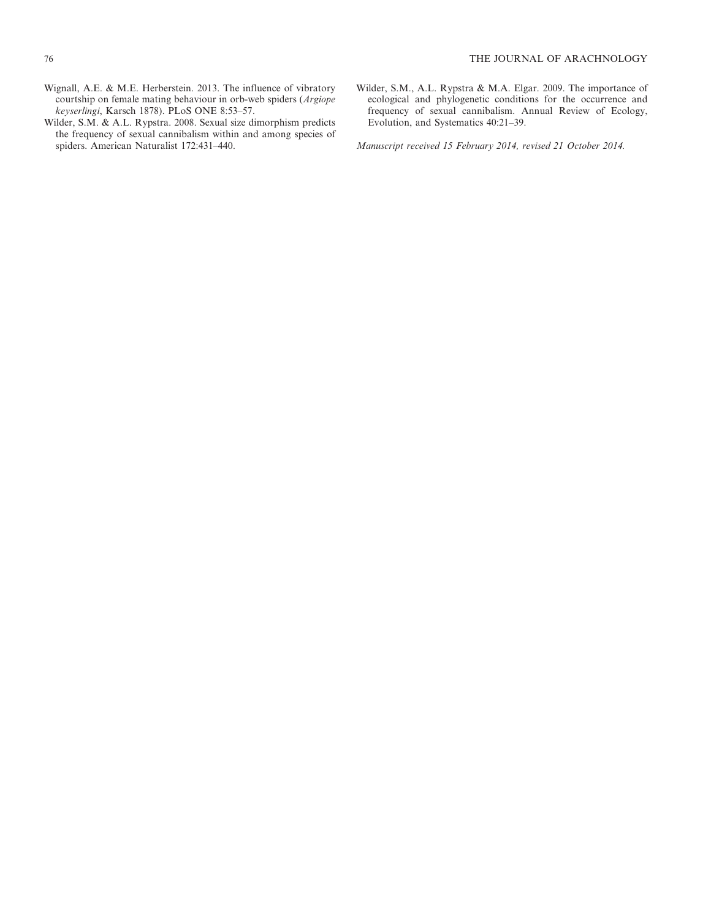Wignall, A.E. & M.E. Herberstein. 2013. The influence of vibratory courtship on female mating behaviour in orb-web spiders (*Argiope keyserlingi*, Karsch 1878). PLoS ONE 8:53–57.

Wilder, S.M. & A.L. Rypstra. 2008. Sexual size dimorphism predicts the frequency of sexual cannibalism within and among species of spiders. American Naturalist 172:431–440.

Wilder, S.M., A.L. Rypstra & M.A. Elgar. 2009. The importance of ecological and phylogenetic conditions for the occurrence and frequency of sexual cannibalism. Annual Review of Ecology, Evolution, and Systematics 40:21–39.

*Manuscript received 15 February 2014, revised 21 October 2014.*